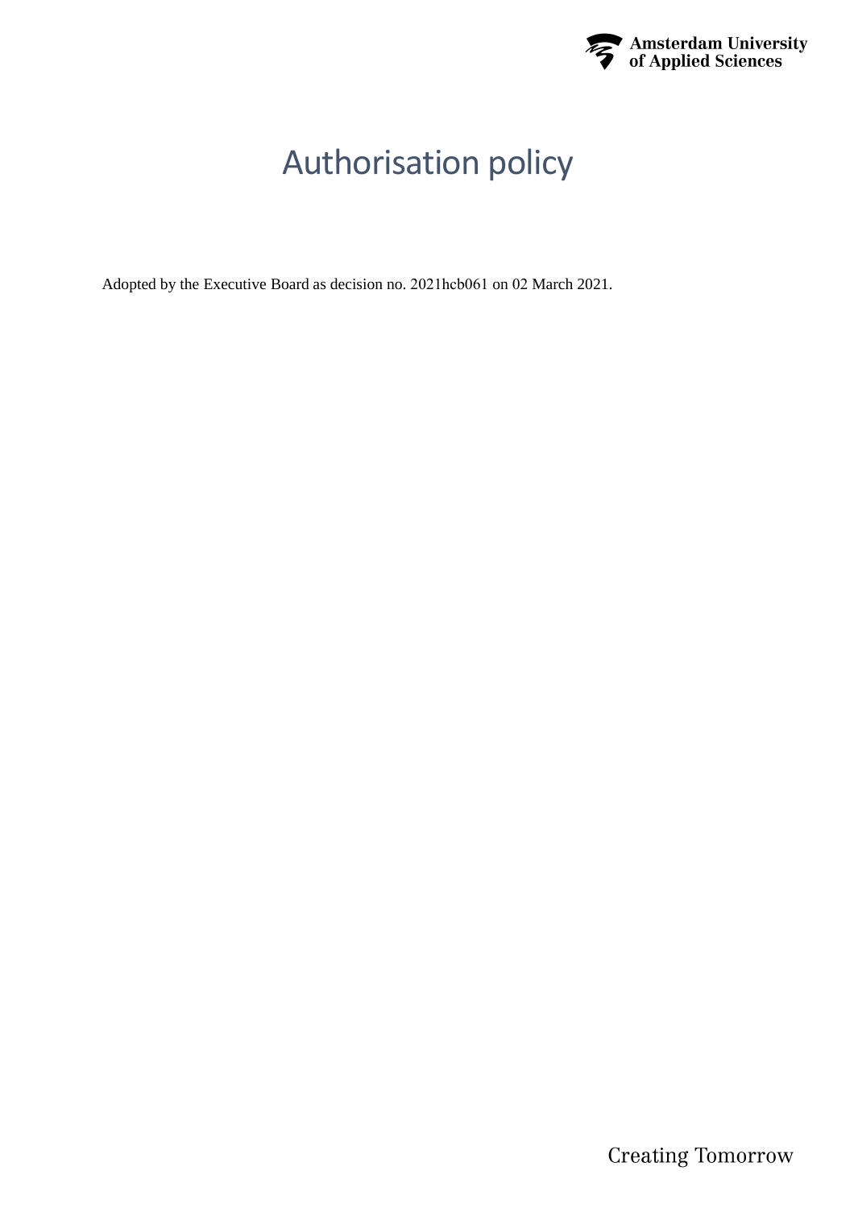# Authorisation policy

Adopted by the Executive Board as decision no. 2021hcb061 on 02 March 2021.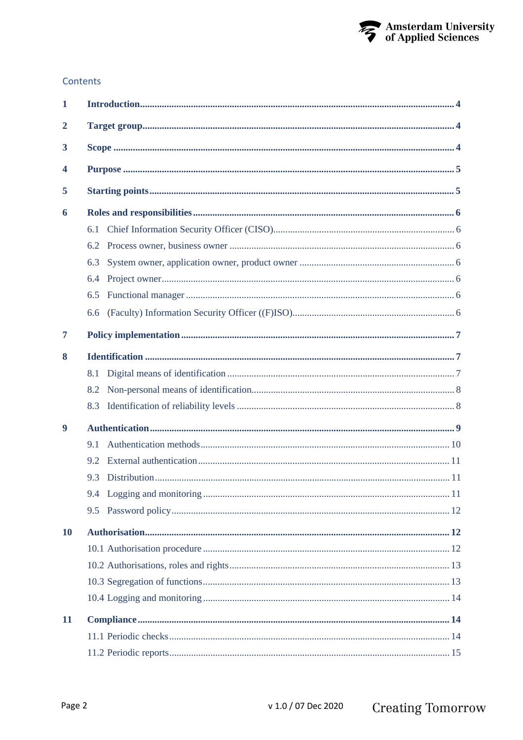## Contents

**1 Introduction** ........ **4**

**2 Target group** ........ **4**

**3 Scope** ........ **4**

**4 Purpose** ........ **5**

**5 Starting points** ........ **5**

**6 Roles and responsibilities** ........ **6**

- 6.1 Chief Information Security Officer (CISO) ........ 6
- 6.2 Process owner, business owner ........ 6
- 6.3 System owner, application owner, product owner ........ 6
- 6.4 Project owner ........ 6
- 6.5 Functional manager ........ 6
- 6.6 (Faculty) Information Security Officer ((F)ISO) ........ 6

**7 Policy implementation** ........ **7**

**8 Identification** ........ **7**

- 8.1 Digital means of identification ........ 7
- 8.2 Non-personal means of identification ........ 8
- 8.3 Identification of reliability levels ........ 8

**9 Authentication** ........ **9**

- 9.1 Authentication methods ........ 10
- 9.2 External authentication ........ 11
- 9.3 Distribution ........ 11
- 9.4 Logging and monitoring ........ 11
- 9.5 Password policy ........ 12

**10 Authorisation** ........ **12**

- 10.1 Authorisation procedure ........ 12
- 10.2 Authorisations, roles and rights ........ 13
- 10.3 Segregation of functions ........ 13
- 10.4 Logging and monitoring ........ 14

**11 Compliance** ........ **14**

- 11.1 Periodic checks ........ 14
- 11.2 Periodic reports ........ 15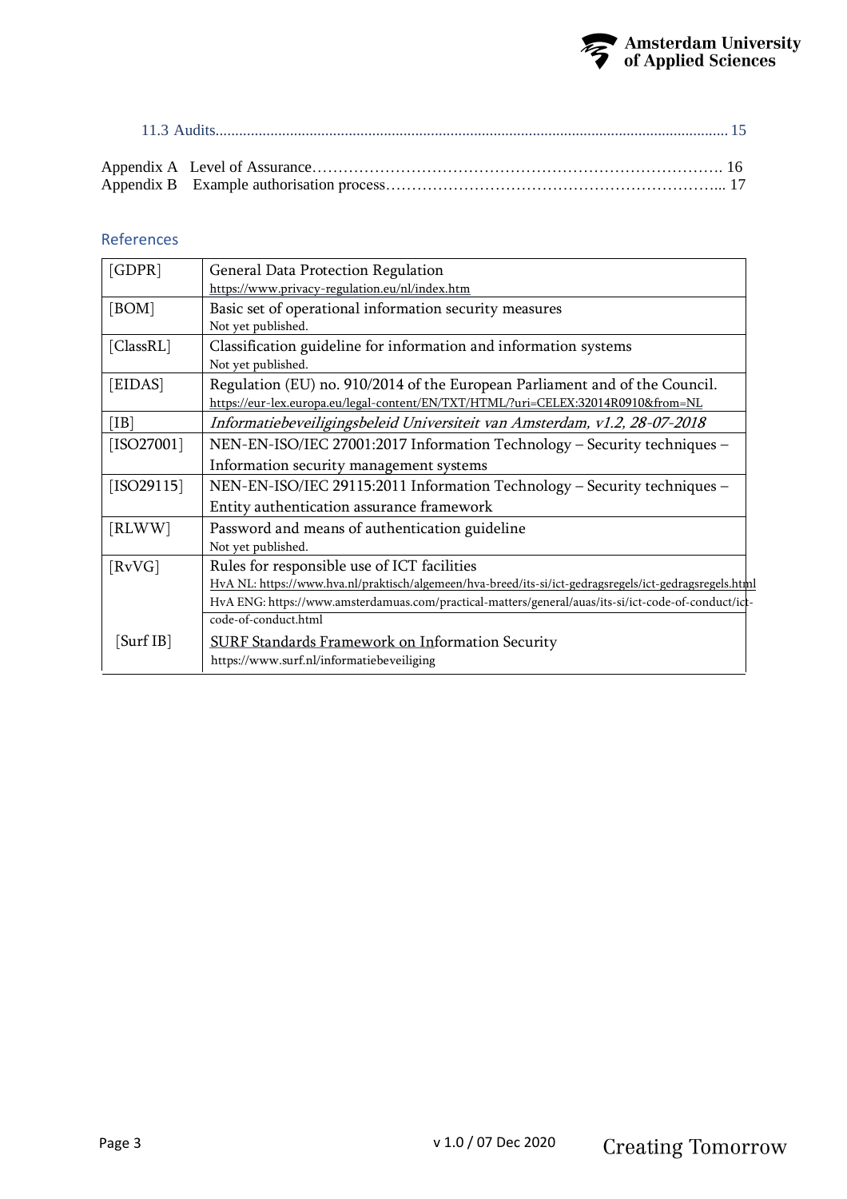11.3 Audits........................................................................................................................................ 15

Appendix A Level of Assurance……………………………………………………………………. 16
Appendix B Example authorisation process………………………………………………………... 17

## References

| | |
|---|---|
| [GDPR] | General Data Protection Regulation<br>https://www.privacy-regulation.eu/nl/index.htm |
| [BOM] | Basic set of operational information security measures<br>Not yet published. |
| [ClassRL] | Classification guideline for information and information systems<br>Not yet published. |
| [EIDAS] | Regulation (EU) no. 910/2014 of the European Parliament and of the Council.<br>https://eur-lex.europa.eu/legal-content/EN/TXT/HTML/?uri=CELEX:32014R0910&from=NL |
| [IB] | *Informatiebeveiligingsbeleid Universiteit van Amsterdam, v1.2, 28-07-2018* |
| [ISO27001] | NEN-EN-ISO/IEC 27001:2017 Information Technology – Security techniques – Information security management systems |
| [ISO29115] | NEN-EN-ISO/IEC 29115:2011 Information Technology – Security techniques – Entity authentication assurance framework |
| [RLWW] | Password and means of authentication guideline<br>Not yet published. |
| [RvVG] | Rules for responsible use of ICT facilities<br>HvA NL: https://www.hva.nl/praktisch/algemeen/hva-breed/its-si/ict-gedragsregels/ict-gedragsregels.html<br>HvA ENG: https://www.amsterdamuas.com/practical-matters/general/auas/its-si/ict-code-of-conduct/ict-code-of-conduct.html |
| [Surf IB] | SURF Standards Framework on Information Security<br>https://www.surf.nl/informatiebeveiliging |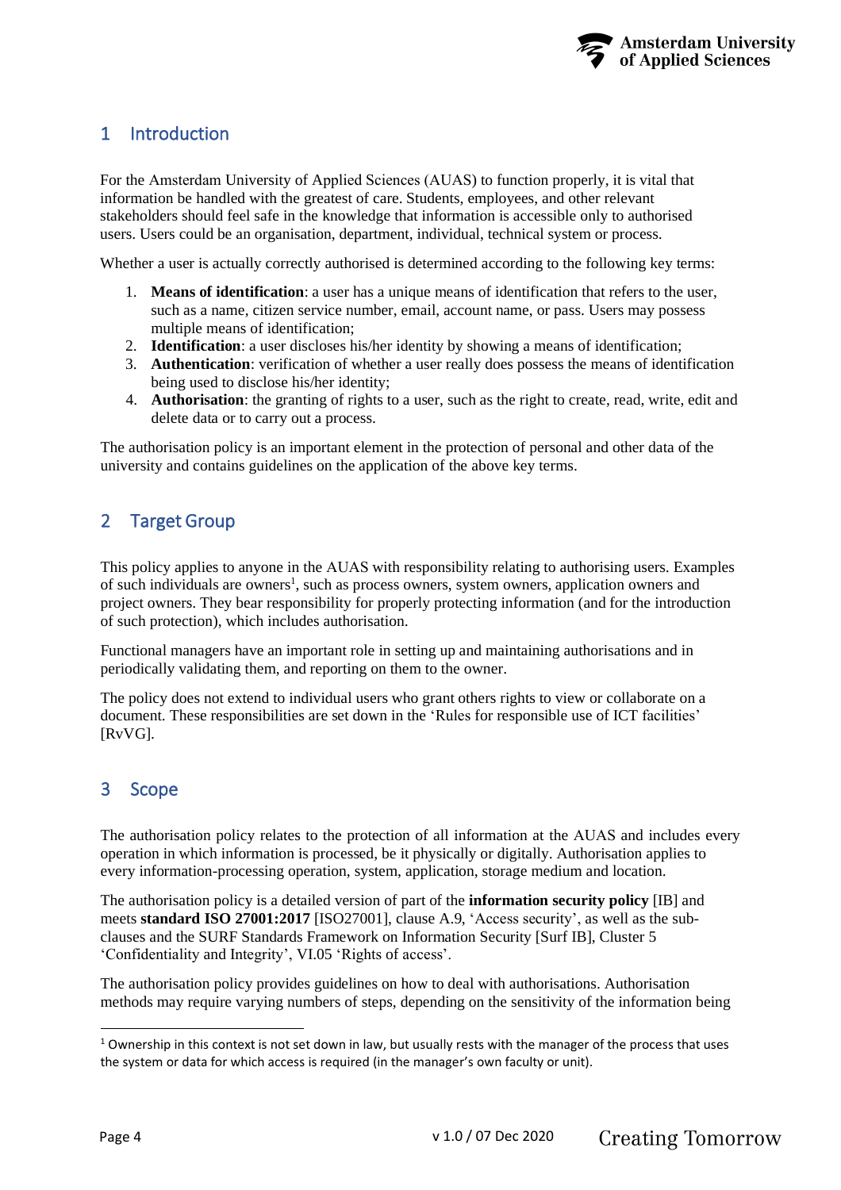## 1 Introduction

For the Amsterdam University of Applied Sciences (AUAS) to function properly, it is vital that information be handled with the greatest of care. Students, employees, and other relevant stakeholders should feel safe in the knowledge that information is accessible only to authorised users. Users could be an organisation, department, individual, technical system or process.

Whether a user is actually correctly authorised is determined according to the following key terms:

1. **Means of identification**: a user has a unique means of identification that refers to the user, such as a name, citizen service number, email, account name, or pass. Users may possess multiple means of identification;
2. **Identification**: a user discloses his/her identity by showing a means of identification;
3. **Authentication**: verification of whether a user really does possess the means of identification being used to disclose his/her identity;
4. **Authorisation**: the granting of rights to a user, such as the right to create, read, write, edit and delete data or to carry out a process.

The authorisation policy is an important element in the protection of personal and other data of the university and contains guidelines on the application of the above key terms.

## 2 Target Group

This policy applies to anyone in the AUAS with responsibility relating to authorising users. Examples of such individuals are owners[1], such as process owners, system owners, application owners and project owners. They bear responsibility for properly protecting information (and for the introduction of such protection), which includes authorisation.

Functional managers have an important role in setting up and maintaining authorisations and in periodically validating them, and reporting on them to the owner.

The policy does not extend to individual users who grant others rights to view or collaborate on a document. These responsibilities are set down in the 'Rules for responsible use of ICT facilities' [RvVG].

## 3 Scope

The authorisation policy relates to the protection of all information at the AUAS and includes every operation in which information is processed, be it physically or digitally. Authorisation applies to every information-processing operation, system, application, storage medium and location.

The authorisation policy is a detailed version of part of the **information security policy** [IB] and meets **standard ISO 27001:2017** [ISO27001], clause A.9, 'Access security', as well as the sub-clauses and the SURF Standards Framework on Information Security [Surf IB], Cluster 5 'Confidentiality and Integrity', VI.05 'Rights of access'.

The authorisation policy provides guidelines on how to deal with authorisations. Authorisation methods may require varying numbers of steps, depending on the sensitivity of the information being

---

[1] Ownership in this context is not set down in law, but usually rests with the manager of the process that uses the system or data for which access is required (in the manager's own faculty or unit).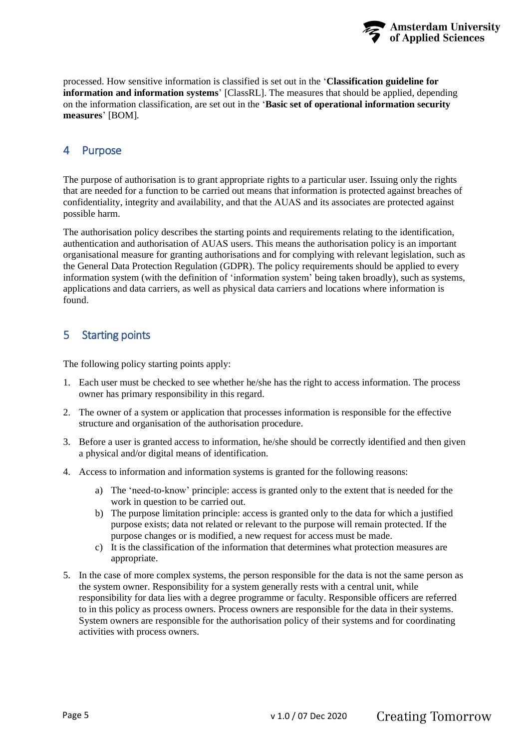processed. How sensitive information is classified is set out in the '**Classification guideline for information and information systems**' [ClassRL]. The measures that should be applied, depending on the information classification, are set out in the '**Basic set of operational information security measures**' [BOM].

## 4 Purpose

The purpose of authorisation is to grant appropriate rights to a particular user. Issuing only the rights that are needed for a function to be carried out means that information is protected against breaches of confidentiality, integrity and availability, and that the AUAS and its associates are protected against possible harm.

The authorisation policy describes the starting points and requirements relating to the identification, authentication and authorisation of AUAS users. This means the authorisation policy is an important organisational measure for granting authorisations and for complying with relevant legislation, such as the General Data Protection Regulation (GDPR). The policy requirements should be applied to every information system (with the definition of 'information system' being taken broadly), such as systems, applications and data carriers, as well as physical data carriers and locations where information is found.

## 5 Starting points

The following policy starting points apply:

1. Each user must be checked to see whether he/she has the right to access information. The process owner has primary responsibility in this regard.
2. The owner of a system or application that processes information is responsible for the effective structure and organisation of the authorisation procedure.
3. Before a user is granted access to information, he/she should be correctly identified and then given a physical and/or digital means of identification.
4. Access to information and information systems is granted for the following reasons:
   a) The 'need-to-know' principle: access is granted only to the extent that is needed for the work in question to be carried out.
   b) The purpose limitation principle: access is granted only to the data for which a justified purpose exists; data not related or relevant to the purpose will remain protected. If the purpose changes or is modified, a new request for access must be made.
   c) It is the classification of the information that determines what protection measures are appropriate.
5. In the case of more complex systems, the person responsible for the data is not the same person as the system owner. Responsibility for a system generally rests with a central unit, while responsibility for data lies with a degree programme or faculty. Responsible officers are referred to in this policy as process owners. Process owners are responsible for the data in their systems. System owners are responsible for the authorisation policy of their systems and for coordinating activities with process owners.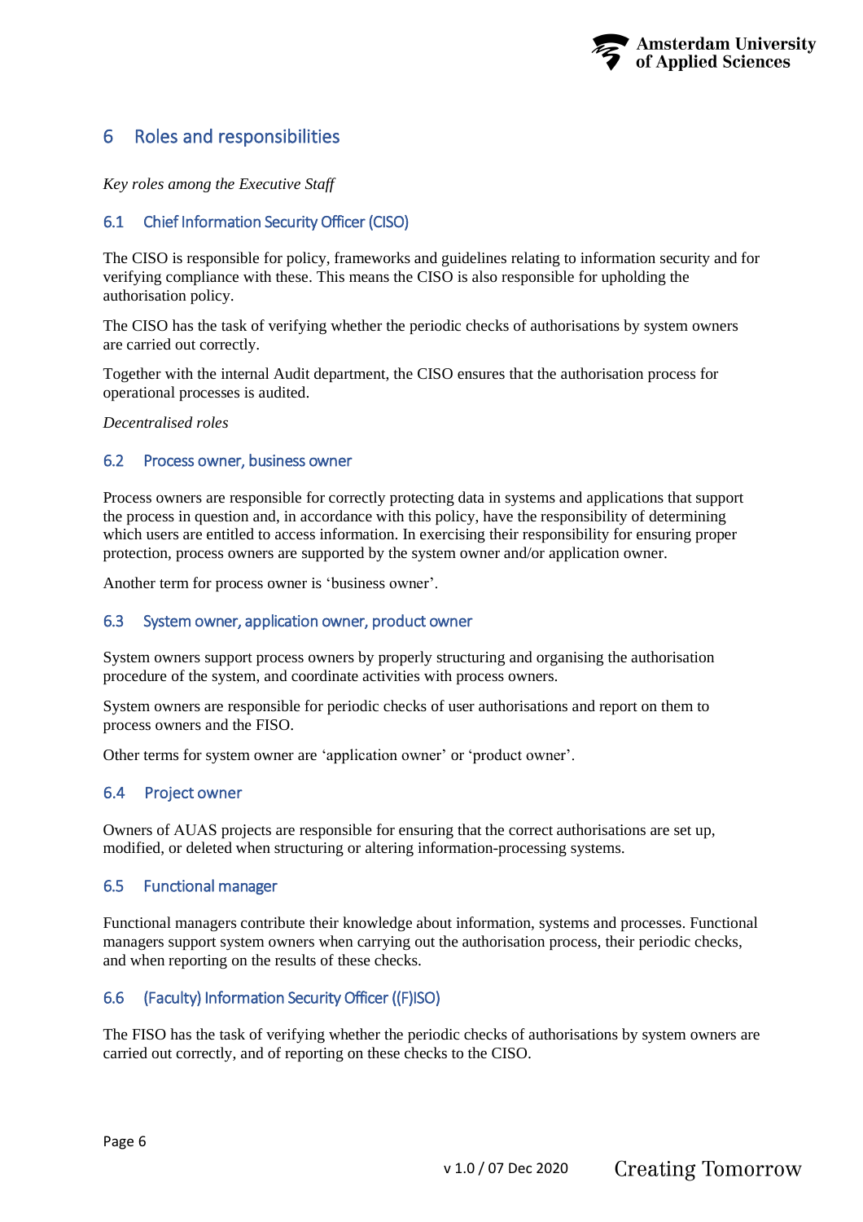# 6 Roles and responsibilities

*Key roles among the Executive Staff*

## 6.1 Chief Information Security Officer (CISO)

The CISO is responsible for policy, frameworks and guidelines relating to information security and for verifying compliance with these. This means the CISO is also responsible for upholding the authorisation policy.

The CISO has the task of verifying whether the periodic checks of authorisations by system owners are carried out correctly.

Together with the internal Audit department, the CISO ensures that the authorisation process for operational processes is audited.

*Decentralised roles*

## 6.2 Process owner, business owner

Process owners are responsible for correctly protecting data in systems and applications that support the process in question and, in accordance with this policy, have the responsibility of determining which users are entitled to access information. In exercising their responsibility for ensuring proper protection, process owners are supported by the system owner and/or application owner.

Another term for process owner is 'business owner'.

## 6.3 System owner, application owner, product owner

System owners support process owners by properly structuring and organising the authorisation procedure of the system, and coordinate activities with process owners.

System owners are responsible for periodic checks of user authorisations and report on them to process owners and the FISO.

Other terms for system owner are 'application owner' or 'product owner'.

## 6.4 Project owner

Owners of AUAS projects are responsible for ensuring that the correct authorisations are set up, modified, or deleted when structuring or altering information-processing systems.

## 6.5 Functional manager

Functional managers contribute their knowledge about information, systems and processes. Functional managers support system owners when carrying out the authorisation process, their periodic checks, and when reporting on the results of these checks.

## 6.6 (Faculty) Information Security Officer ((F)ISO)

The FISO has the task of verifying whether the periodic checks of authorisations by system owners are carried out correctly, and of reporting on these checks to the CISO.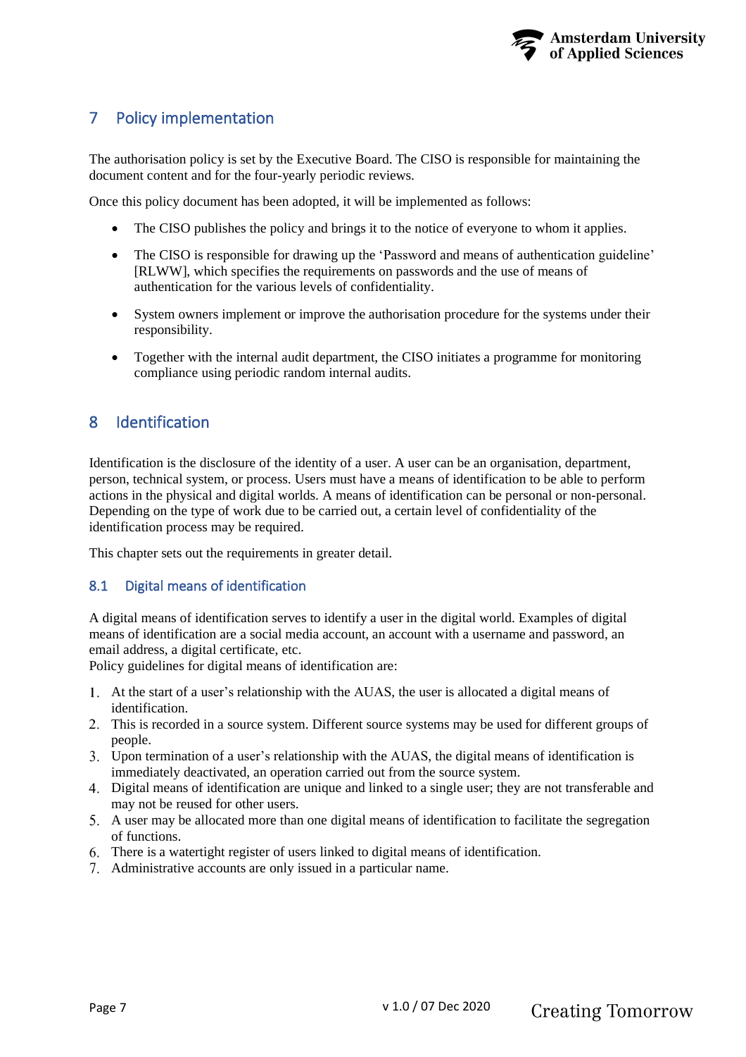# 7 Policy implementation

The authorisation policy is set by the Executive Board. The CISO is responsible for maintaining the document content and for the four-yearly periodic reviews.

Once this policy document has been adopted, it will be implemented as follows:

- The CISO publishes the policy and brings it to the notice of everyone to whom it applies.
- The CISO is responsible for drawing up the 'Password and means of authentication guideline' [RLWW], which specifies the requirements on passwords and the use of means of authentication for the various levels of confidentiality.
- System owners implement or improve the authorisation procedure for the systems under their responsibility.
- Together with the internal audit department, the CISO initiates a programme for monitoring compliance using periodic random internal audits.

# 8 Identification

Identification is the disclosure of the identity of a user. A user can be an organisation, department, person, technical system, or process. Users must have a means of identification to be able to perform actions in the physical and digital worlds. A means of identification can be personal or non-personal. Depending on the type of work due to be carried out, a certain level of confidentiality of the identification process may be required.

This chapter sets out the requirements in greater detail.

## 8.1 Digital means of identification

A digital means of identification serves to identify a user in the digital world. Examples of digital means of identification are a social media account, an account with a username and password, an email address, a digital certificate, etc.
Policy guidelines for digital means of identification are:

1. At the start of a user's relationship with the AUAS, the user is allocated a digital means of identification.
2. This is recorded in a source system. Different source systems may be used for different groups of people.
3. Upon termination of a user's relationship with the AUAS, the digital means of identification is immediately deactivated, an operation carried out from the source system.
4. Digital means of identification are unique and linked to a single user; they are not transferable and may not be reused for other users.
5. A user may be allocated more than one digital means of identification to facilitate the segregation of functions.
6. There is a watertight register of users linked to digital means of identification.
7. Administrative accounts are only issued in a particular name.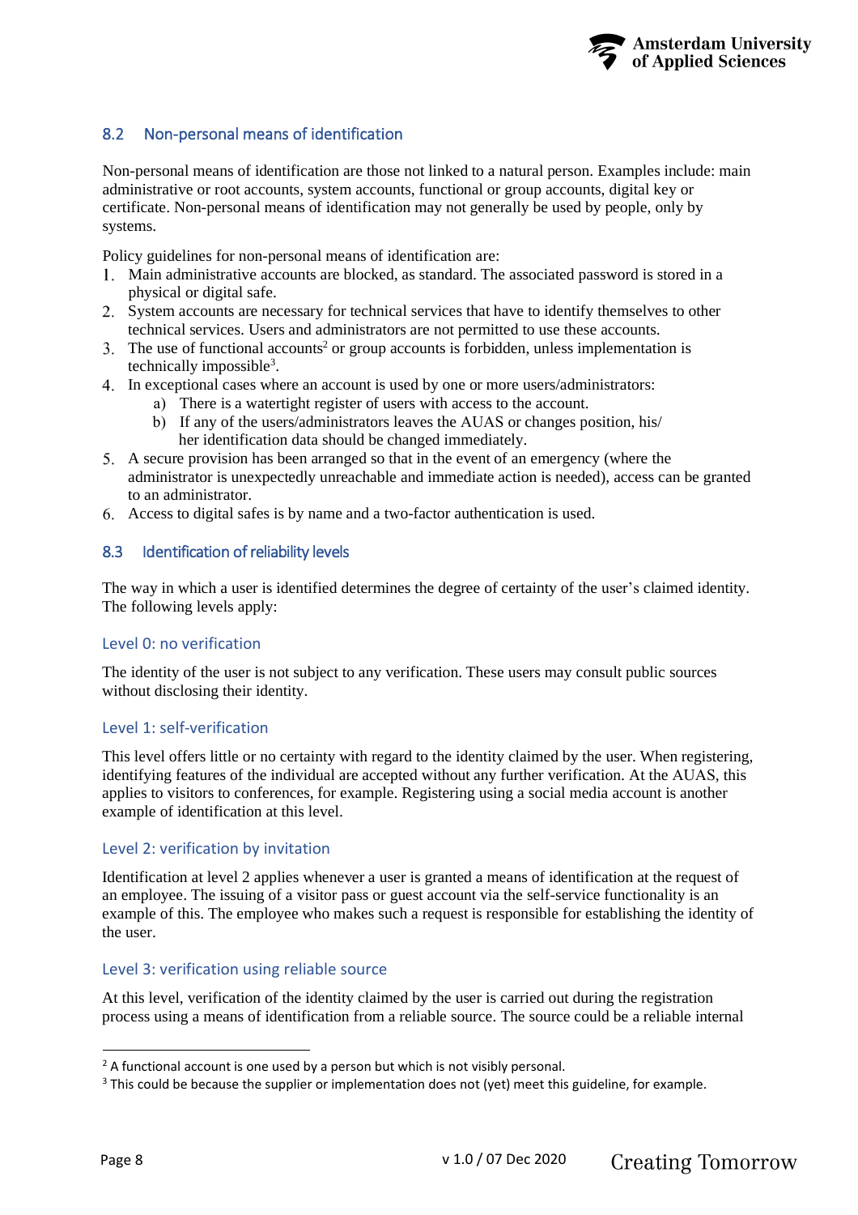## 8.2 Non-personal means of identification

Non-personal means of identification are those not linked to a natural person. Examples include: main administrative or root accounts, system accounts, functional or group accounts, digital key or certificate. Non-personal means of identification may not generally be used by people, only by systems.

Policy guidelines for non-personal means of identification are:

1. Main administrative accounts are blocked, as standard. The associated password is stored in a physical or digital safe.
2. System accounts are necessary for technical services that have to identify themselves to other technical services. Users and administrators are not permitted to use these accounts.
3. The use of functional accounts[2] or group accounts is forbidden, unless implementation is technically impossible[3].
4. In exceptional cases where an account is used by one or more users/administrators:
   a) There is a watertight register of users with access to the account.
   b) If any of the users/administrators leaves the AUAS or changes position, his/ her identification data should be changed immediately.
5. A secure provision has been arranged so that in the event of an emergency (where the administrator is unexpectedly unreachable and immediate action is needed), access can be granted to an administrator.
6. Access to digital safes is by name and a two-factor authentication is used.

## 8.3 Identification of reliability levels

The way in which a user is identified determines the degree of certainty of the user's claimed identity. The following levels apply:

### Level 0: no verification

The identity of the user is not subject to any verification. These users may consult public sources without disclosing their identity.

### Level 1: self-verification

This level offers little or no certainty with regard to the identity claimed by the user. When registering, identifying features of the individual are accepted without any further verification. At the AUAS, this applies to visitors to conferences, for example. Registering using a social media account is another example of identification at this level.

### Level 2: verification by invitation

Identification at level 2 applies whenever a user is granted a means of identification at the request of an employee. The issuing of a visitor pass or guest account via the self-service functionality is an example of this. The employee who makes such a request is responsible for establishing the identity of the user.

### Level 3: verification using reliable source

At this level, verification of the identity claimed by the user is carried out during the registration process using a means of identification from a reliable source. The source could be a reliable internal

---

[2] A functional account is one used by a person but which is not visibly personal.

[3] This could be because the supplier or implementation does not (yet) meet this guideline, for example.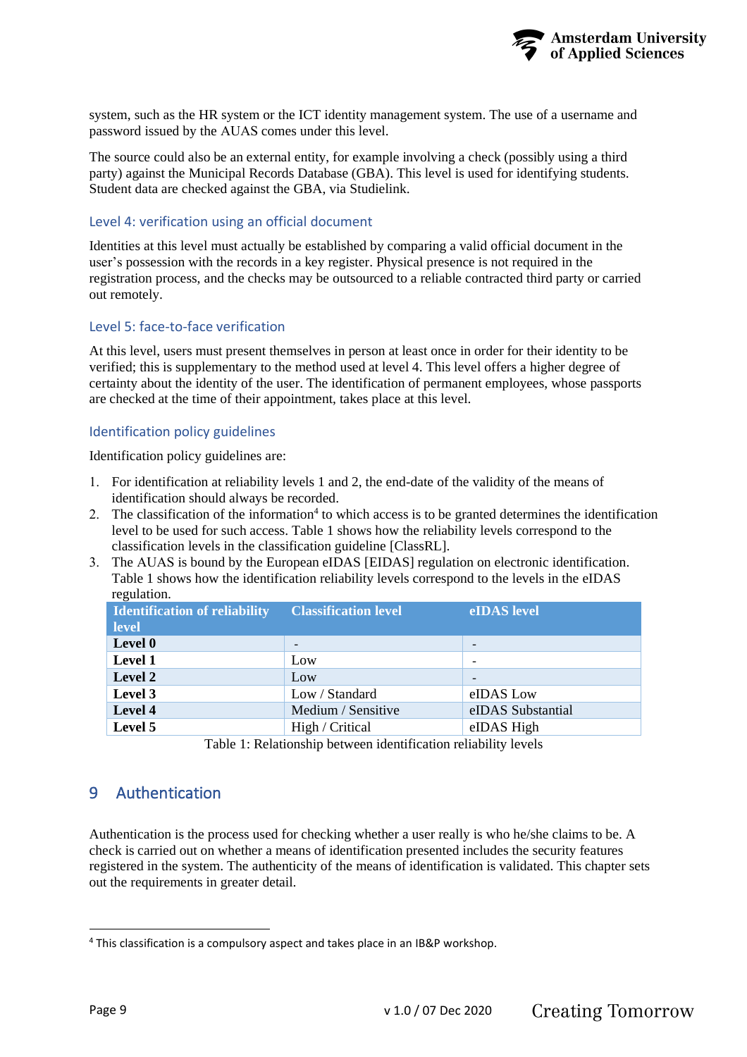system, such as the HR system or the ICT identity management system. The use of a username and password issued by the AUAS comes under this level.

The source could also be an external entity, for example involving a check (possibly using a third party) against the Municipal Records Database (GBA). This level is used for identifying students. Student data are checked against the GBA, via Studielink.

### Level 4: verification using an official document

Identities at this level must actually be established by comparing a valid official document in the user's possession with the records in a key register. Physical presence is not required in the registration process, and the checks may be outsourced to a reliable contracted third party or carried out remotely.

### Level 5: face-to-face verification

At this level, users must present themselves in person at least once in order for their identity to be verified; this is supplementary to the method used at level 4. This level offers a higher degree of certainty about the identity of the user. The identification of permanent employees, whose passports are checked at the time of their appointment, takes place at this level.

### Identification policy guidelines

Identification policy guidelines are:

1. For identification at reliability levels 1 and 2, the end-date of the validity of the means of identification should always be recorded.
2. The classification of the information[4] to which access is to be granted determines the identification level to be used for such access. Table 1 shows how the reliability levels correspond to the classification levels in the classification guideline [ClassRL].
3. The AUAS is bound by the European eIDAS [EIDAS] regulation on electronic identification. Table 1 shows how the identification reliability levels correspond to the levels in the eIDAS regulation.

| Identification of reliability level | Classification level | eIDAS level |
|---|---|---|
| **Level 0** | - | - |
| **Level 1** | Low | - |
| **Level 2** | Low | - |
| **Level 3** | Low / Standard | eIDAS Low |
| **Level 4** | Medium / Sensitive | eIDAS Substantial |
| **Level 5** | High / Critical | eIDAS High |

Table 1: Relationship between identification reliability levels

## 9 Authentication

Authentication is the process used for checking whether a user really is who he/she claims to be. A check is carried out on whether a means of identification presented includes the security features registered in the system. The authenticity of the means of identification is validated. This chapter sets out the requirements in greater detail.

[4] This classification is a compulsory aspect and takes place in an IB&P workshop.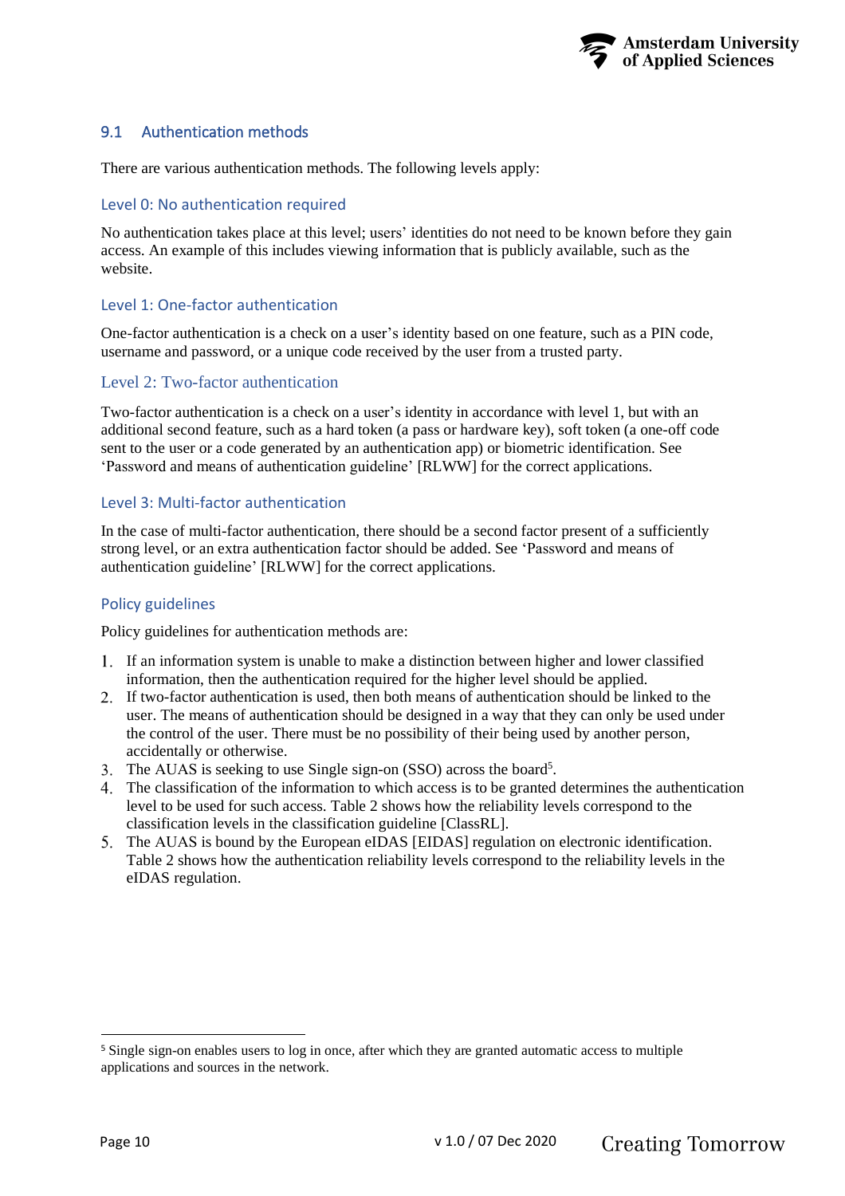## 9.1 Authentication methods

There are various authentication methods. The following levels apply:

### Level 0: No authentication required

No authentication takes place at this level; users' identities do not need to be known before they gain access. An example of this includes viewing information that is publicly available, such as the website.

### Level 1: One-factor authentication

One-factor authentication is a check on a user's identity based on one feature, such as a PIN code, username and password, or a unique code received by the user from a trusted party.

### Level 2: Two-factor authentication

Two-factor authentication is a check on a user's identity in accordance with level 1, but with an additional second feature, such as a hard token (a pass or hardware key), soft token (a one-off code sent to the user or a code generated by an authentication app) or biometric identification. See 'Password and means of authentication guideline' [RLWW] for the correct applications.

### Level 3: Multi-factor authentication

In the case of multi-factor authentication, there should be a second factor present of a sufficiently strong level, or an extra authentication factor should be added. See 'Password and means of authentication guideline' [RLWW] for the correct applications.

### Policy guidelines

Policy guidelines for authentication methods are:

1. If an information system is unable to make a distinction between higher and lower classified information, then the authentication required for the higher level should be applied.
2. If two-factor authentication is used, then both means of authentication should be linked to the user. The means of authentication should be designed in a way that they can only be used under the control of the user. There must be no possibility of their being used by another person, accidentally or otherwise.
3. The AUAS is seeking to use Single sign-on (SSO) across the board[5].
4. The classification of the information to which access is to be granted determines the authentication level to be used for such access. Table 2 shows how the reliability levels correspond to the classification levels in the classification guideline [ClassRL].
5. The AUAS is bound by the European eIDAS [EIDAS] regulation on electronic identification. Table 2 shows how the authentication reliability levels correspond to the reliability levels in the eIDAS regulation.

---

[5] Single sign-on enables users to log in once, after which they are granted automatic access to multiple applications and sources in the network.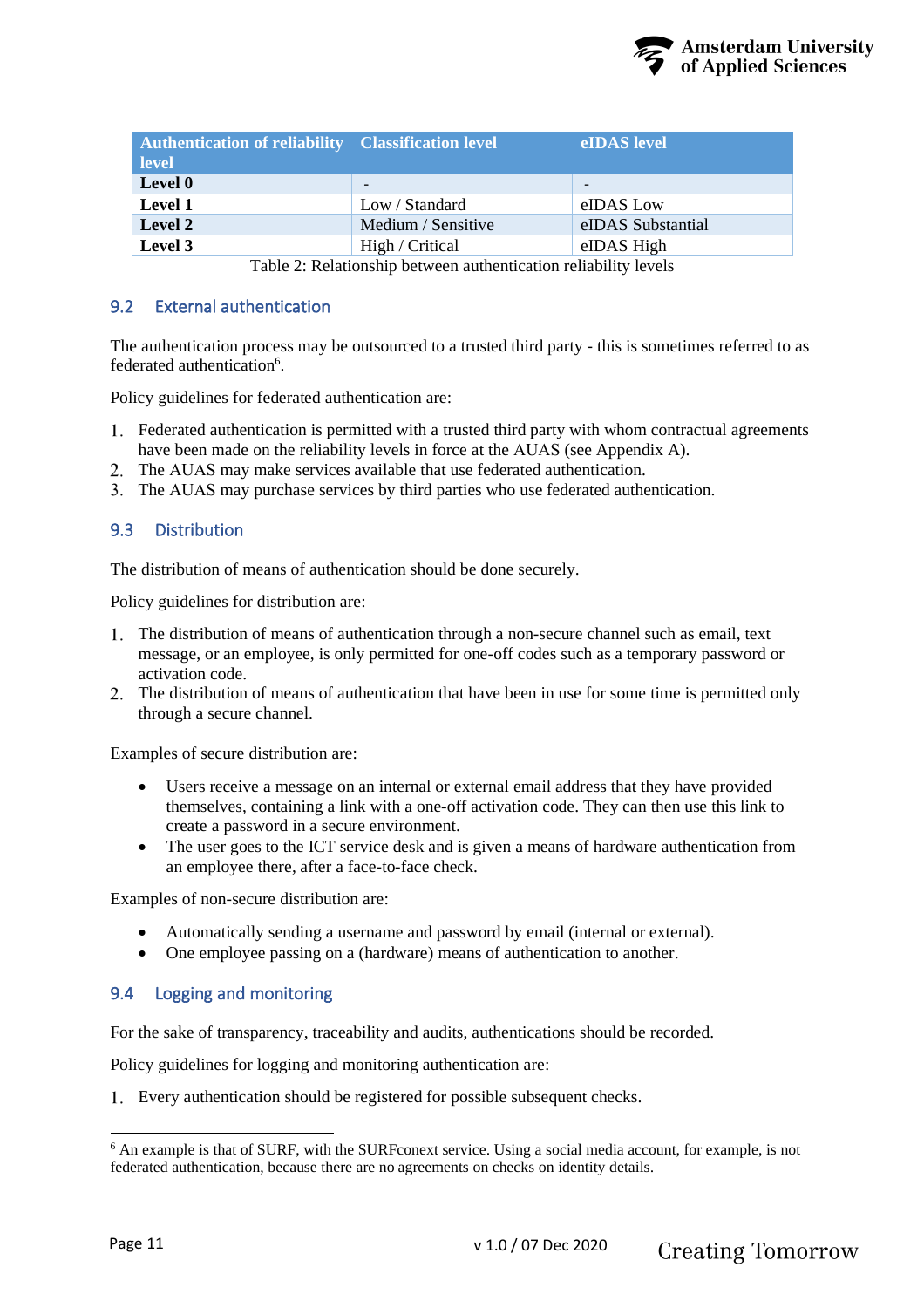| Authentication of reliability level | Classification level | eIDAS level |
|---|---|---|
| **Level 0** | - | - |
| **Level 1** | Low / Standard | eIDAS Low |
| **Level 2** | Medium / Sensitive | eIDAS Substantial |
| **Level 3** | High / Critical | eIDAS High |

Table 2: Relationship between authentication reliability levels

## 9.2 External authentication

The authentication process may be outsourced to a trusted third party - this is sometimes referred to as federated authentication[6].

Policy guidelines for federated authentication are:

1. Federated authentication is permitted with a trusted third party with whom contractual agreements have been made on the reliability levels in force at the AUAS (see Appendix A).
2. The AUAS may make services available that use federated authentication.
3. The AUAS may purchase services by third parties who use federated authentication.

## 9.3 Distribution

The distribution of means of authentication should be done securely.

Policy guidelines for distribution are:

1. The distribution of means of authentication through a non-secure channel such as email, text message, or an employee, is only permitted for one-off codes such as a temporary password or activation code.
2. The distribution of means of authentication that have been in use for some time is permitted only through a secure channel.

Examples of secure distribution are:

- Users receive a message on an internal or external email address that they have provided themselves, containing a link with a one-off activation code. They can then use this link to create a password in a secure environment.
- The user goes to the ICT service desk and is given a means of hardware authentication from an employee there, after a face-to-face check.

Examples of non-secure distribution are:

- Automatically sending a username and password by email (internal or external).
- One employee passing on a (hardware) means of authentication to another.

## 9.4 Logging and monitoring

For the sake of transparency, traceability and audits, authentications should be recorded.

Policy guidelines for logging and monitoring authentication are:

1. Every authentication should be registered for possible subsequent checks.

---

[6] An example is that of SURF, with the SURFconext service. Using a social media account, for example, is not federated authentication, because there are no agreements on checks on identity details.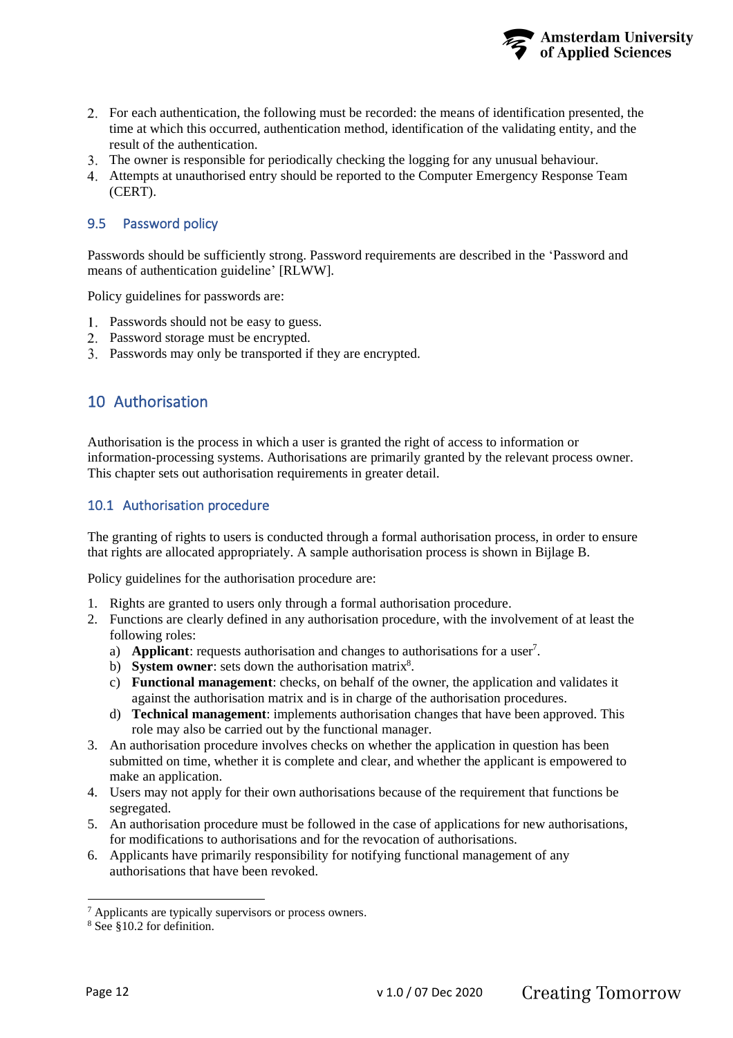2. For each authentication, the following must be recorded: the means of identification presented, the time at which this occurred, authentication method, identification of the validating entity, and the result of the authentication.
3. The owner is responsible for periodically checking the logging for any unusual behaviour.
4. Attempts at unauthorised entry should be reported to the Computer Emergency Response Team (CERT).

### 9.5 Password policy

Passwords should be sufficiently strong. Password requirements are described in the 'Password and means of authentication guideline' [RLWW].

Policy guidelines for passwords are:

1. Passwords should not be easy to guess.
2. Password storage must be encrypted.
3. Passwords may only be transported if they are encrypted.

## 10 Authorisation

Authorisation is the process in which a user is granted the right of access to information or information-processing systems. Authorisations are primarily granted by the relevant process owner. This chapter sets out authorisation requirements in greater detail.

### 10.1 Authorisation procedure

The granting of rights to users is conducted through a formal authorisation process, in order to ensure that rights are allocated appropriately. A sample authorisation process is shown in Bijlage B.

Policy guidelines for the authorisation procedure are:

1. Rights are granted to users only through a formal authorisation procedure.
2. Functions are clearly defined in any authorisation procedure, with the involvement of at least the following roles:
   a) **Applicant**: requests authorisation and changes to authorisations for a user[7].
   b) **System owner**: sets down the authorisation matrix[8].
   c) **Functional management**: checks, on behalf of the owner, the application and validates it against the authorisation matrix and is in charge of the authorisation procedures.
   d) **Technical management**: implements authorisation changes that have been approved. This role may also be carried out by the functional manager.
3. An authorisation procedure involves checks on whether the application in question has been submitted on time, whether it is complete and clear, and whether the applicant is empowered to make an application.
4. Users may not apply for their own authorisations because of the requirement that functions be segregated.
5. An authorisation procedure must be followed in the case of applications for new authorisations, for modifications to authorisations and for the revocation of authorisations.
6. Applicants have primarily responsibility for notifying functional management of any authorisations that have been revoked.

---

[7] Applicants are typically supervisors or process owners.

[8] See §10.2 for definition.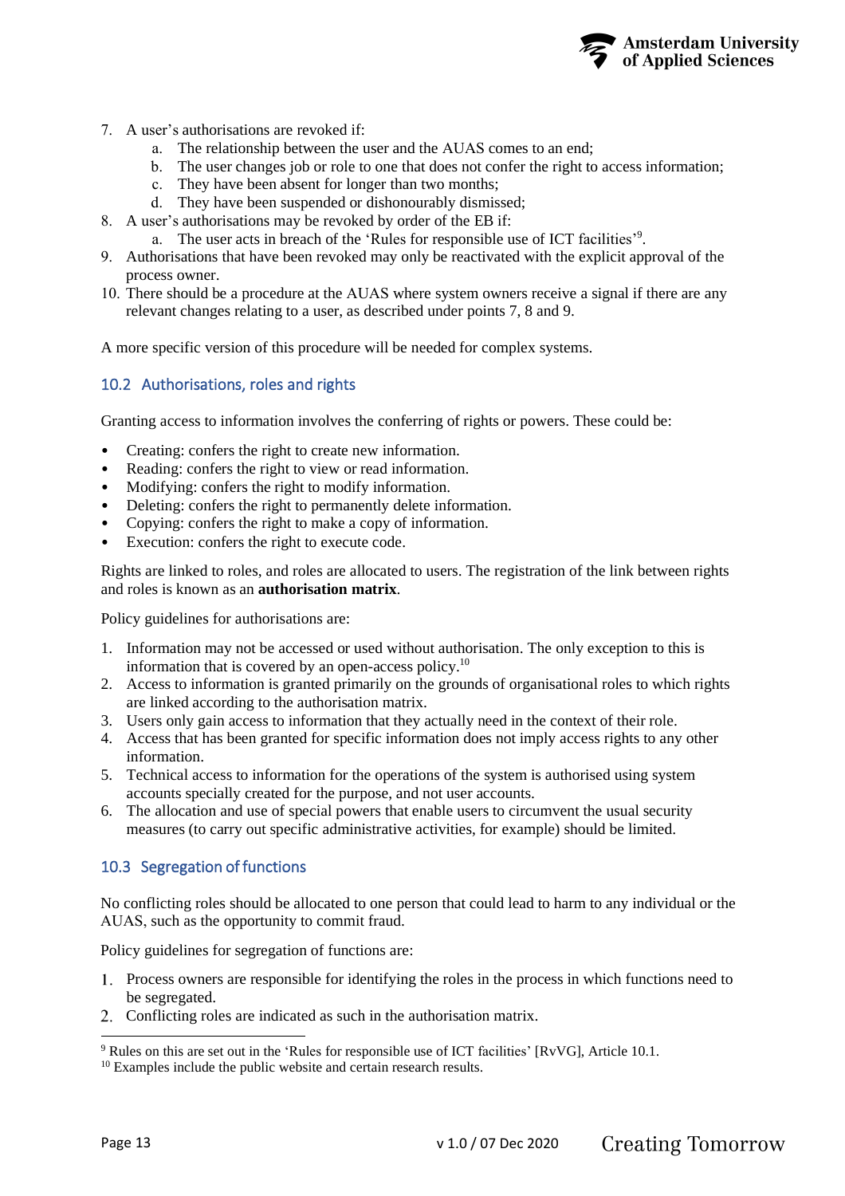7. A user's authorisations are revoked if:
    a. The relationship between the user and the AUAS comes to an end;
    b. The user changes job or role to one that does not confer the right to access information;
    c. They have been absent for longer than two months;
    d. They have been suspended or dishonourably dismissed;
8. A user's authorisations may be revoked by order of the EB if:
    a. The user acts in breach of the 'Rules for responsible use of ICT facilities'[9].
9. Authorisations that have been revoked may only be reactivated with the explicit approval of the process owner.
10. There should be a procedure at the AUAS where system owners receive a signal if there are any relevant changes relating to a user, as described under points 7, 8 and 9.

A more specific version of this procedure will be needed for complex systems.

## 10.2 Authorisations, roles and rights

Granting access to information involves the conferring of rights or powers. These could be:

- Creating: confers the right to create new information.
- Reading: confers the right to view or read information.
- Modifying: confers the right to modify information.
- Deleting: confers the right to permanently delete information.
- Copying: confers the right to make a copy of information.
- Execution: confers the right to execute code.

Rights are linked to roles, and roles are allocated to users. The registration of the link between rights and roles is known as an **authorisation matrix**.

Policy guidelines for authorisations are:

1. Information may not be accessed or used without authorisation. The only exception to this is information that is covered by an open-access policy.[10]
2. Access to information is granted primarily on the grounds of organisational roles to which rights are linked according to the authorisation matrix.
3. Users only gain access to information that they actually need in the context of their role.
4. Access that has been granted for specific information does not imply access rights to any other information.
5. Technical access to information for the operations of the system is authorised using system accounts specially created for the purpose, and not user accounts.
6. The allocation and use of special powers that enable users to circumvent the usual security measures (to carry out specific administrative activities, for example) should be limited.

## 10.3 Segregation of functions

No conflicting roles should be allocated to one person that could lead to harm to any individual or the AUAS, such as the opportunity to commit fraud.

Policy guidelines for segregation of functions are:

1. Process owners are responsible for identifying the roles in the process in which functions need to be segregated.
2. Conflicting roles are indicated as such in the authorisation matrix.

---

[9] Rules on this are set out in the 'Rules for responsible use of ICT facilities' [RvVG], Article 10.1.

[10] Examples include the public website and certain research results.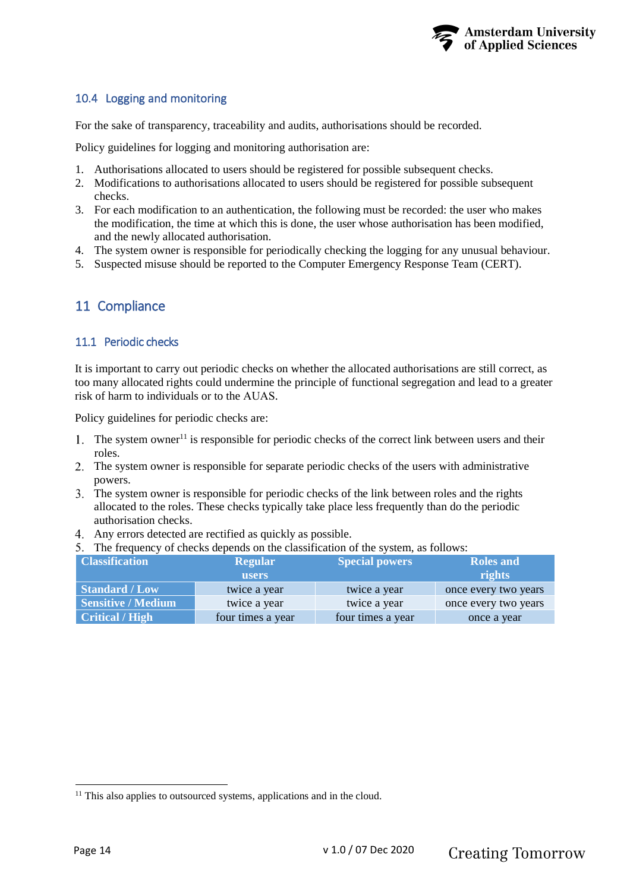### 10.4 Logging and monitoring

For the sake of transparency, traceability and audits, authorisations should be recorded.

Policy guidelines for logging and monitoring authorisation are:

1. Authorisations allocated to users should be registered for possible subsequent checks.
2. Modifications to authorisations allocated to users should be registered for possible subsequent checks.
3. For each modification to an authentication, the following must be recorded: the user who makes the modification, the time at which this is done, the user whose authorisation has been modified, and the newly allocated authorisation.
4. The system owner is responsible for periodically checking the logging for any unusual behaviour.
5. Suspected misuse should be reported to the Computer Emergency Response Team (CERT).

## 11 Compliance

### 11.1 Periodic checks

It is important to carry out periodic checks on whether the allocated authorisations are still correct, as too many allocated rights could undermine the principle of functional segregation and lead to a greater risk of harm to individuals or to the AUAS.

Policy guidelines for periodic checks are:

1. The system owner[11] is responsible for periodic checks of the correct link between users and their roles.
2. The system owner is responsible for separate periodic checks of the users with administrative powers.
3. The system owner is responsible for periodic checks of the link between roles and the rights allocated to the roles. These checks typically take place less frequently than do the periodic authorisation checks.
4. Any errors detected are rectified as quickly as possible.
5. The frequency of checks depends on the classification of the system, as follows:

| Classification | Regular users | Special powers | Roles and rights |
|---|---|---|---|
| **Standard / Low** | twice a year | twice a year | once every two years |
| **Sensitive / Medium** | twice a year | twice a year | once every two years |
| **Critical / High** | four times a year | four times a year | once a year |

[11] This also applies to outsourced systems, applications and in the cloud.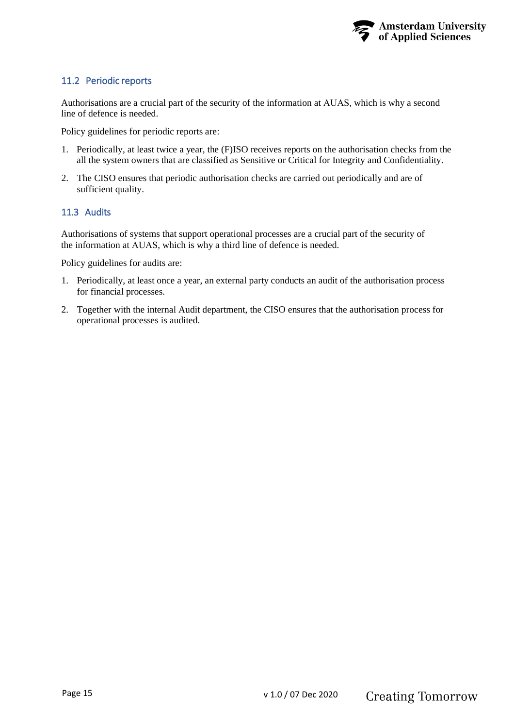### 11.2 Periodic reports

Authorisations are a crucial part of the security of the information at AUAS, which is why a second line of defence is needed.

Policy guidelines for periodic reports are:

1. Periodically, at least twice a year, the (F)ISO receives reports on the authorisation checks from the all the system owners that are classified as Sensitive or Critical for Integrity and Confidentiality.
2. The CISO ensures that periodic authorisation checks are carried out periodically and are of sufficient quality.

### 11.3 Audits

Authorisations of systems that support operational processes are a crucial part of the security of the information at AUAS, which is why a third line of defence is needed.

Policy guidelines for audits are:

1. Periodically, at least once a year, an external party conducts an audit of the authorisation process for financial processes.
2. Together with the internal Audit department, the CISO ensures that the authorisation process for operational processes is audited.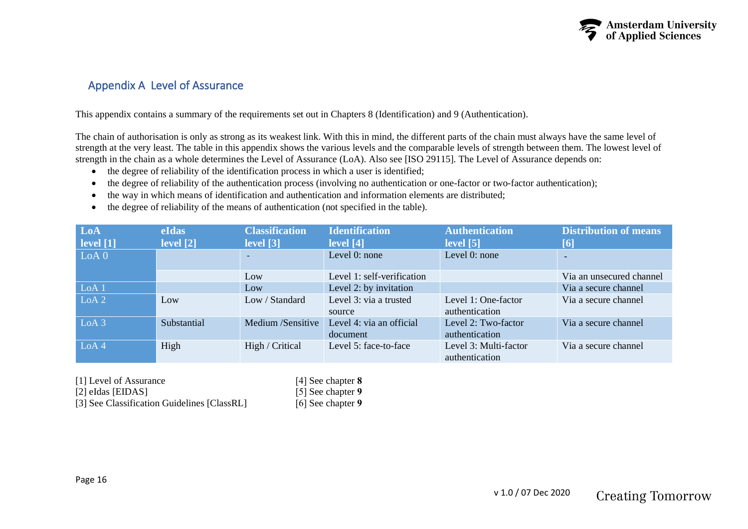## Appendix A  Level of Assurance

This appendix contains a summary of the requirements set out in Chapters 8 (Identification) and 9 (Authentication).

The chain of authorisation is only as strong as its weakest link. With this in mind, the different parts of the chain must always have the same level of strength at the very least. The table in this appendix shows the various levels and the comparable levels of strength between them. The lowest level of strength in the chain as a whole determines the Level of Assurance (LoA). Also see [ISO 29115]. The Level of Assurance depends on:

- the degree of reliability of the identification process in which a user is identified;
- the degree of reliability of the authentication process (involving no authentication or one-factor or two-factor authentication);
- the way in which means of identification and authentication and information elements are distributed;
- the degree of reliability of the means of authentication (not specified in the table).

| LoA level [1] | eIdas level [2] | Classification level [3] | Identification level [4] | Authentication level [5] | Distribution of means [6] |
|---|---|---|---|---|---|
| LoA 0 | | - | Level 0: none | Level 0: none | - |
| | | Low | Level 1: self-verification | | Via an unsecured channel |
| LoA 1 | | Low | Level 2: by invitation | | Via a secure channel |
| LoA 2 | Low | Low / Standard | Level 3: via a trusted source | Level 1: One-factor authentication | Via a secure channel |
| LoA 3 | Substantial | Medium /Sensitive | Level 4: via an official document | Level 2: Two-factor authentication | Via a secure channel |
| LoA 4 | High | High / Critical | Level 5: face-to-face | Level 3: Multi-factor authentication | Via a secure channel |

[1] Level of Assurance
[2] eIdas [EIDAS]
[3] See Classification Guidelines [ClassRL]
[4] See chapter **8**
[5] See chapter **9**
[6] See chapter **9**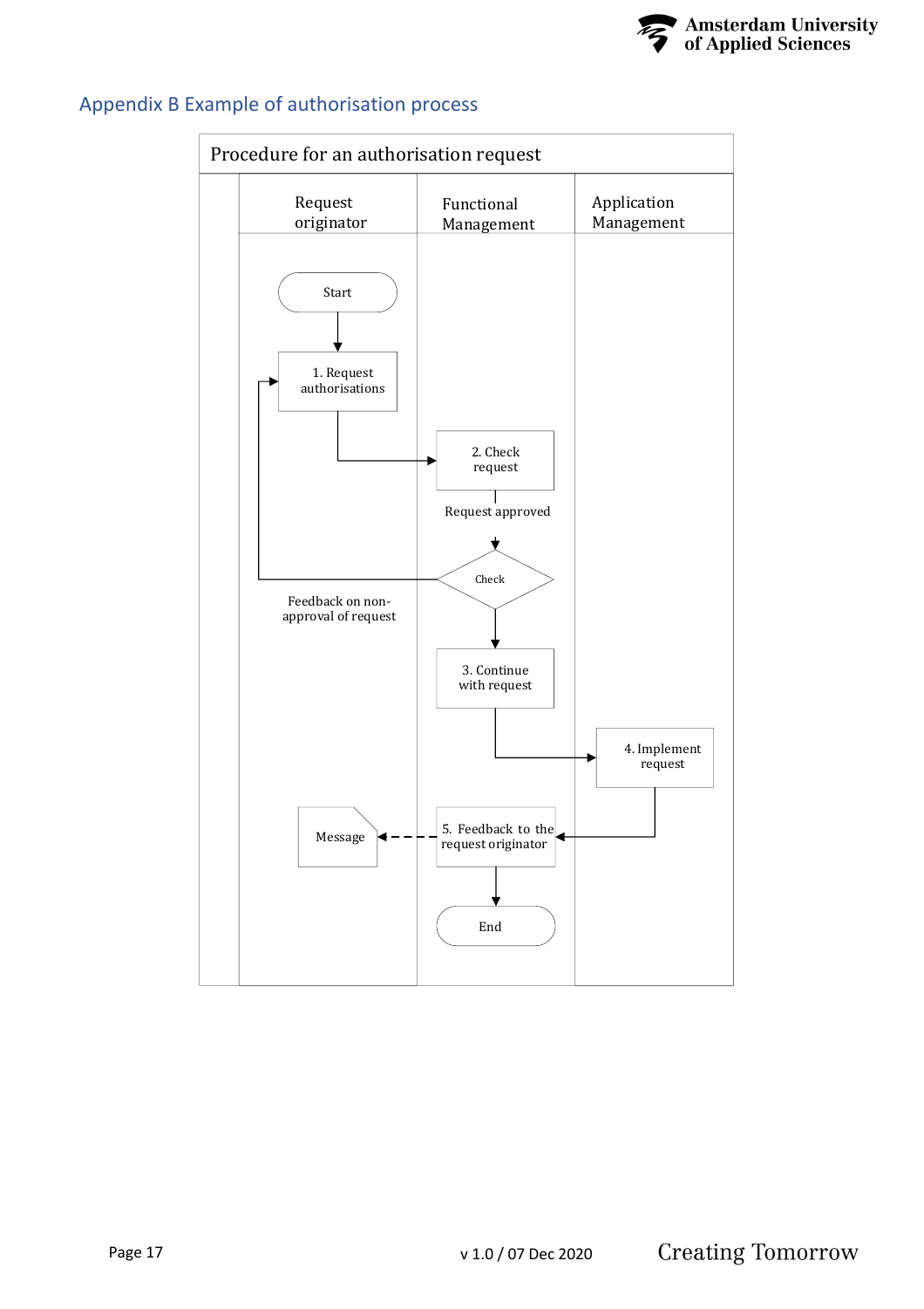## Appendix B Example of authorisation process

Procedure for an authorisation request

Request originator

Functional Management

Application Management

Start

1. Request authorisations

2. Check request

Request approved

Check

Feedback on non-approval of request

3. Continue with request

4. Implement request

Message

5. Feedback to the request originator

End